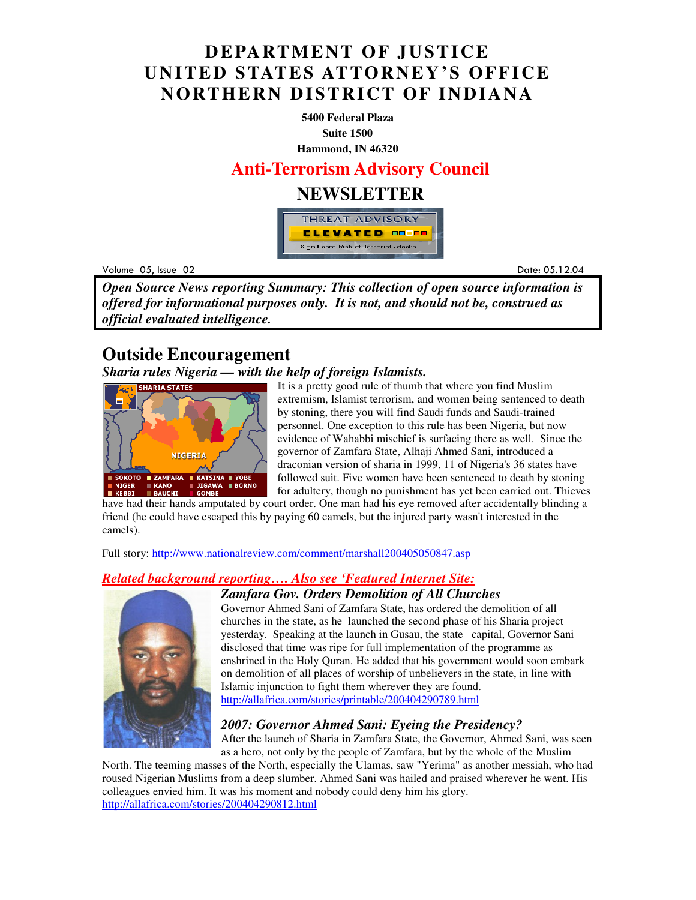# DEPARTMENT OF JUSTICE
# UNITED STATES ATTORNEY'S OFFICE
# NORTHERN DISTRICT OF INDIANA

**5400 Federal Plaza**
**Suite 1500**
**Hammond, IN 46320**

## Anti-Terrorism Advisory Council

## NEWSLETTER

THREAT ADVISORY
ELEVATED
Significant Risk of Terrorist Attacks.

Volume 05, Issue 02 — Date: 05.12.04

***Open Source News reporting Summary: This collection of open source information is offered for informational purposes only. It is not, and should not be, construed as official evaluated intelligence.***

## Outside Encouragement

### *Sharia rules Nigeria — with the help of foreign Islamists.*

SHARIA STATES
NIGERIA
SOKOTO, ZAMFARA, KATSINA, YOBE, NIGER, KANO, JIGAWA, BORNO, KEBBI, BAUCHI, GOMBE

It is a pretty good rule of thumb that where you find Muslim extremism, Islamist terrorism, and women being sentenced to death by stoning, there you will find Saudi funds and Saudi-trained personnel. One exception to this rule has been Nigeria, but now evidence of Wahabbi mischief is surfacing there as well. Since the governor of Zamfara State, Alhaji Ahmed Sani, introduced a draconian version of sharia in 1999, 11 of Nigeria's 36 states have followed suit. Five women have been sentenced to death by stoning for adultery, though no punishment has yet been carried out. Thieves have had their hands amputated by court order. One man had his eye removed after accidentally blinding a friend (he could have escaped this by paying 60 camels, but the injured party wasn't interested in the camels).

Full story: http://www.nationalreview.com/comment/marshall200405050847.asp

*Related background reporting…. Also see 'Featured Internet Site:*

### *Zamfara Gov. Orders Demolition of All Churches*

Governor Ahmed Sani of Zamfara State, has ordered the demolition of all churches in the state, as he launched the second phase of his Sharia project yesterday. Speaking at the launch in Gusau, the state capital, Governor Sani disclosed that time was ripe for full implementation of the programme as enshrined in the Holy Quran. He added that his government would soon embark on demolition of all places of worship of unbelievers in the state, in line with Islamic injunction to fight them wherever they are found.
http://allafrica.com/stories/printable/200404290789.html

### *2007: Governor Ahmed Sani: Eyeing the Presidency?*

After the launch of Sharia in Zamfara State, the Governor, Ahmed Sani, was seen as a hero, not only by the people of Zamfara, but by the whole of the Muslim North. The teeming masses of the North, especially the Ulamas, saw "Yerima" as another messiah, who had roused Nigerian Muslims from a deep slumber. Ahmed Sani was hailed and praised wherever he went. His colleagues envied him. It was his moment and nobody could deny him his glory.
http://allafrica.com/stories/200404290812.html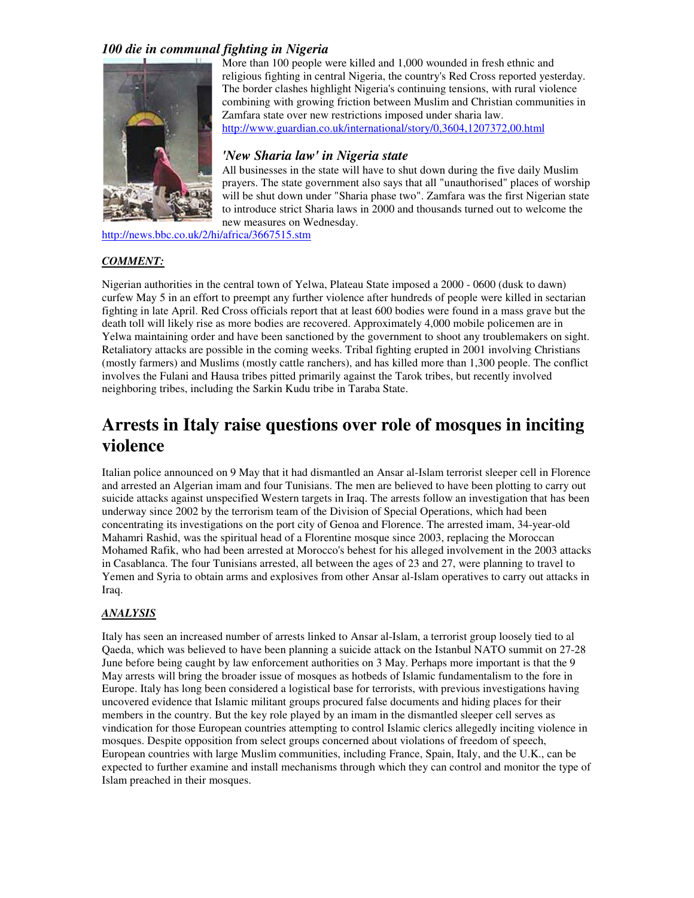### *100 die in communal fighting in Nigeria*

More than 100 people were killed and 1,000 wounded in fresh ethnic and religious fighting in central Nigeria, the country's Red Cross reported yesterday. The border clashes highlight Nigeria's continuing tensions, with rural violence combining with growing friction between Muslim and Christian communities in Zamfara state over new restrictions imposed under sharia law.
http://www.guardian.co.uk/international/story/0,3604,1207372,00.html

### *'New Sharia law' in Nigeria state*

All businesses in the state will have to shut down during the five daily Muslim prayers. The state government also says that all "unauthorised" places of worship will be shut down under "Sharia phase two". Zamfara was the first Nigerian state to introduce strict Sharia laws in 2000 and thousands turned out to welcome the new measures on Wednesday.
http://news.bbc.co.uk/2/hi/africa/3667515.stm

***COMMENT:***

Nigerian authorities in the central town of Yelwa, Plateau State imposed a 2000 - 0600 (dusk to dawn) curfew May 5 in an effort to preempt any further violence after hundreds of people were killed in sectarian fighting in late April. Red Cross officials report that at least 600 bodies were found in a mass grave but the death toll will likely rise as more bodies are recovered. Approximately 4,000 mobile policemen are in Yelwa maintaining order and have been sanctioned by the government to shoot any troublemakers on sight. Retaliatory attacks are possible in the coming weeks. Tribal fighting erupted in 2001 involving Christians (mostly farmers) and Muslims (mostly cattle ranchers), and has killed more than 1,300 people. The conflict involves the Fulani and Hausa tribes pitted primarily against the Tarok tribes, but recently involved neighboring tribes, including the Sarkin Kudu tribe in Taraba State.

# Arrests in Italy raise questions over role of mosques in inciting violence

Italian police announced on 9 May that it had dismantled an Ansar al-Islam terrorist sleeper cell in Florence and arrested an Algerian imam and four Tunisians. The men are believed to have been plotting to carry out suicide attacks against unspecified Western targets in Iraq. The arrests follow an investigation that has been underway since 2002 by the terrorism team of the Division of Special Operations, which had been concentrating its investigations on the port city of Genoa and Florence. The arrested imam, 34-year-old Mahamri Rashid, was the spiritual head of a Florentine mosque since 2003, replacing the Moroccan Mohamed Rafik, who had been arrested at Morocco's behest for his alleged involvement in the 2003 attacks in Casablanca. The four Tunisians arrested, all between the ages of 23 and 27, were planning to travel to Yemen and Syria to obtain arms and explosives from other Ansar al-Islam operatives to carry out attacks in Iraq.

***ANALYSIS***

Italy has seen an increased number of arrests linked to Ansar al-Islam, a terrorist group loosely tied to al Qaeda, which was believed to have been planning a suicide attack on the Istanbul NATO summit on 27-28 June before being caught by law enforcement authorities on 3 May. Perhaps more important is that the 9 May arrests will bring the broader issue of mosques as hotbeds of Islamic fundamentalism to the fore in Europe. Italy has long been considered a logistical base for terrorists, with previous investigations having uncovered evidence that Islamic militant groups procured false documents and hiding places for their members in the country. But the key role played by an imam in the dismantled sleeper cell serves as vindication for those European countries attempting to control Islamic clerics allegedly inciting violence in mosques. Despite opposition from select groups concerned about violations of freedom of speech, European countries with large Muslim communities, including France, Spain, Italy, and the U.K., can be expected to further examine and install mechanisms through which they can control and monitor the type of Islam preached in their mosques.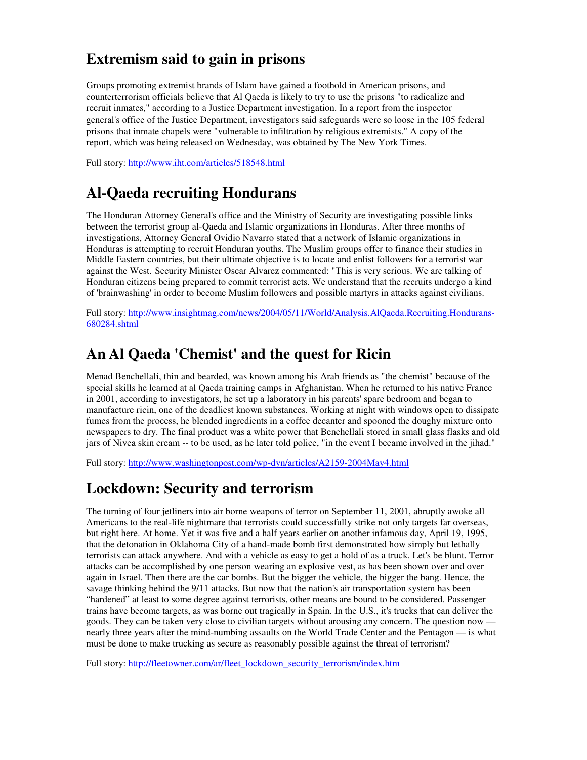## Extremism said to gain in prisons

Groups promoting extremist brands of Islam have gained a foothold in American prisons, and counterterrorism officials believe that Al Qaeda is likely to try to use the prisons "to radicalize and recruit inmates," according to a Justice Department investigation. In a report from the inspector general's office of the Justice Department, investigators said safeguards were so loose in the 105 federal prisons that inmate chapels were "vulnerable to infiltration by religious extremists." A copy of the report, which was being released on Wednesday, was obtained by The New York Times.

Full story: [http://www.iht.com/articles/518548.html](http://www.iht.com/articles/518548.html)

## Al-Qaeda recruiting Hondurans

The Honduran Attorney General's office and the Ministry of Security are investigating possible links between the terrorist group al-Qaeda and Islamic organizations in Honduras. After three months of investigations, Attorney General Ovidio Navarro stated that a network of Islamic organizations in Honduras is attempting to recruit Honduran youths. The Muslim groups offer to finance their studies in Middle Eastern countries, but their ultimate objective is to locate and enlist followers for a terrorist war against the West. Security Minister Oscar Alvarez commented: "This is very serious. We are talking of Honduran citizens being prepared to commit terrorist acts. We understand that the recruits undergo a kind of 'brainwashing' in order to become Muslim followers and possible martyrs in attacks against civilians.

Full story: [http://www.insightmag.com/news/2004/05/11/World/Analysis.AlQaeda.Recruiting.Hondurans-680284.shtml](http://www.insightmag.com/news/2004/05/11/World/Analysis.AlQaeda.Recruiting.Hondurans-680284.shtml)

## An Al Qaeda 'Chemist' and the quest for Ricin

Menad Benchellali, thin and bearded, was known among his Arab friends as "the chemist" because of the special skills he learned at al Qaeda training camps in Afghanistan. When he returned to his native France in 2001, according to investigators, he set up a laboratory in his parents' spare bedroom and began to manufacture ricin, one of the deadliest known substances. Working at night with windows open to dissipate fumes from the process, he blended ingredients in a coffee decanter and spooned the doughy mixture onto newspapers to dry. The final product was a white power that Benchellali stored in small glass flasks and old jars of Nivea skin cream -- to be used, as he later told police, "in the event I became involved in the jihad."

Full story: [http://www.washingtonpost.com/wp-dyn/articles/A2159-2004May4.html](http://www.washingtonpost.com/wp-dyn/articles/A2159-2004May4.html)

## Lockdown: Security and terrorism

The turning of four jetliners into air borne weapons of terror on September 11, 2001, abruptly awoke all Americans to the real-life nightmare that terrorists could successfully strike not only targets far overseas, but right here. At home. Yet it was five and a half years earlier on another infamous day, April 19, 1995, that the detonation in Oklahoma City of a hand-made bomb first demonstrated how simply but lethally terrorists can attack anywhere. And with a vehicle as easy to get a hold of as a truck. Let's be blunt. Terror attacks can be accomplished by one person wearing an explosive vest, as has been shown over and over again in Israel. Then there are the car bombs. But the bigger the vehicle, the bigger the bang. Hence, the savage thinking behind the 9/11 attacks. But now that the nation's air transportation system has been "hardened" at least to some degree against terrorists, other means are bound to be considered. Passenger trains have become targets, as was borne out tragically in Spain. In the U.S., it's trucks that can deliver the goods. They can be taken very close to civilian targets without arousing any concern. The question now — nearly three years after the mind-numbing assaults on the World Trade Center and the Pentagon — is what must be done to make trucking as secure as reasonably possible against the threat of terrorism?

Full story: [http://fleetowner.com/ar/fleet_lockdown_security_terrorism/index.htm](http://fleetowner.com/ar/fleet_lockdown_security_terrorism/index.htm)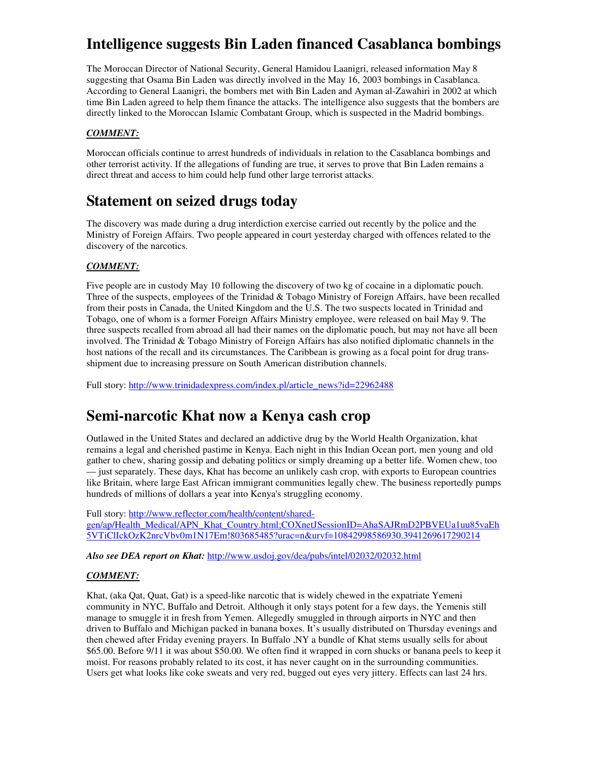# Intelligence suggests Bin Laden financed Casablanca bombings

The Moroccan Director of National Security, General Hamidou Laanigri, released information May 8 suggesting that Osama Bin Laden was directly involved in the May 16, 2003 bombings in Casablanca. According to General Laanigri, the bombers met with Bin Laden and Ayman al-Zawahiri in 2002 at which time Bin Laden agreed to help them finance the attacks. The intelligence also suggests that the bombers are directly linked to the Moroccan Islamic Combatant Group, which is suspected in the Madrid bombings.

***COMMENT:***

Moroccan officials continue to arrest hundreds of individuals in relation to the Casablanca bombings and other terrorist activity. If the allegations of funding are true, it serves to prove that Bin Laden remains a direct threat and access to him could help fund other large terrorist attacks.

# Statement on seized drugs today

The discovery was made during a drug interdiction exercise carried out recently by the police and the Ministry of Foreign Affairs. Two people appeared in court yesterday charged with offences related to the discovery of the narcotics.

***COMMENT:***

Five people are in custody May 10 following the discovery of two kg of cocaine in a diplomatic pouch. Three of the suspects, employees of the Trinidad & Tobago Ministry of Foreign Affairs, have been recalled from their posts in Canada, the United Kingdom and the U.S. The two suspects located in Trinidad and Tobago, one of whom is a former Foreign Affairs Ministry employee, were released on bail May 9. The three suspects recalled from abroad all had their names on the diplomatic pouch, but may not have all been involved. The Trinidad & Tobago Ministry of Foreign Affairs has also notified diplomatic channels in the host nations of the recall and its circumstances. The Caribbean is growing as a focal point for drug trans-shipment due to increasing pressure on South American distribution channels.

Full story: http://www.trinidadexpress.com/index.pl/article_news?id=22962488

# Semi-narcotic Khat now a Kenya cash crop

Outlawed in the United States and declared an addictive drug by the World Health Organization, khat remains a legal and cherished pastime in Kenya. Each night in this Indian Ocean port, men young and old gather to chew, sharing gossip and debating politics or simply dreaming up a better life. Women chew, too — just separately. These days, Khat has become an unlikely cash crop, with exports to European countries like Britain, where large East African immigrant communities legally chew. The business reportedly pumps hundreds of millions of dollars a year into Kenya's struggling economy.

Full story: http://www.reflector.com/health/content/shared-gen/ap/Health_Medical/APN_Khat_Country.html;COXnetJSessionID=AhaSAJRmD2PBVEUa1uu85vaEh5VTiClIckOzK2nrcVbv0m1N17Em!803685485?urac=n&urvf=10842998586930.3941269617290214

***Also see DEA report on Khat:*** http://www.usdoj.gov/dea/pubs/intel/02032/02032.html

***COMMENT:***

Khat, (aka Qat, Quat, Gat) is a speed-like narcotic that is widely chewed in the expatriate Yemeni community in NYC, Buffalo and Detroit. Although it only stays potent for a few days, the Yemenis still manage to smuggle it in fresh from Yemen. Allegedly smuggled in through airports in NYC and then driven to Buffalo and Michigan packed in banana boxes. It's usually distributed on Thursday evenings and then chewed after Friday evening prayers. In Buffalo ,NY a bundle of Khat stems usually sells for about $65.00. Before 9/11 it was about $50.00. We often find it wrapped in corn shucks or banana peels to keep it moist. For reasons probably related to its cost, it has never caught on in the surrounding communities. Users get what looks like coke sweats and very red, bugged out eyes very jittery. Effects can last 24 hrs.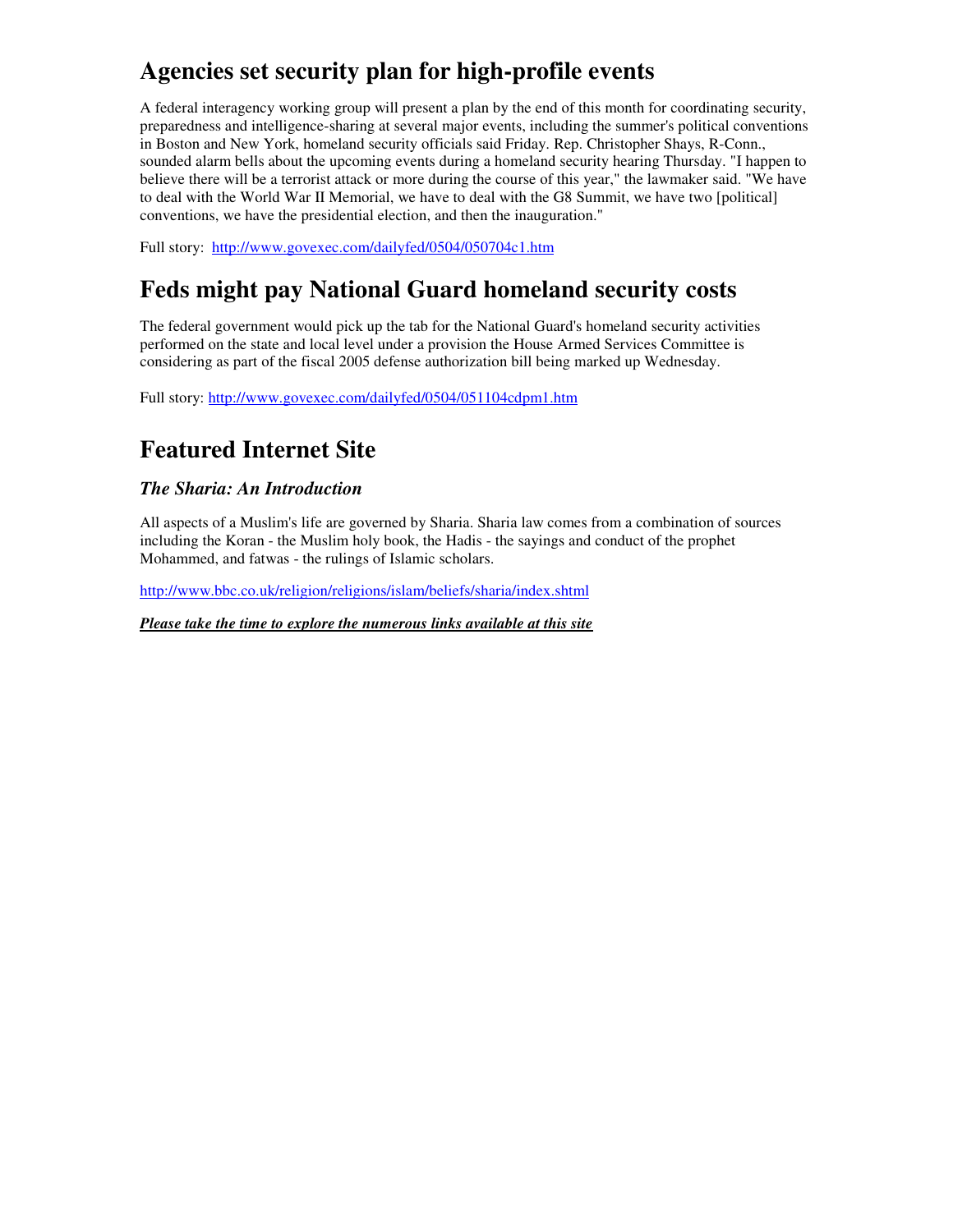## Agencies set security plan for high-profile events

A federal interagency working group will present a plan by the end of this month for coordinating security, preparedness and intelligence-sharing at several major events, including the summer's political conventions in Boston and New York, homeland security officials said Friday. Rep. Christopher Shays, R-Conn., sounded alarm bells about the upcoming events during a homeland security hearing Thursday. "I happen to believe there will be a terrorist attack or more during the course of this year," the lawmaker said. "We have to deal with the World War II Memorial, we have to deal with the G8 Summit, we have two [political] conventions, we have the presidential election, and then the inauguration."

Full story: http://www.govexec.com/dailyfed/0504/050704c1.htm

## Feds might pay National Guard homeland security costs

The federal government would pick up the tab for the National Guard's homeland security activities performed on the state and local level under a provision the House Armed Services Committee is considering as part of the fiscal 2005 defense authorization bill being marked up Wednesday.

Full story: http://www.govexec.com/dailyfed/0504/051104cdpm1.htm

## Featured Internet Site

### *The Sharia: An Introduction*

All aspects of a Muslim's life are governed by Sharia. Sharia law comes from a combination of sources including the Koran - the Muslim holy book, the Hadis - the sayings and conduct of the prophet Mohammed, and fatwas - the rulings of Islamic scholars.

http://www.bbc.co.uk/religion/religions/islam/beliefs/sharia/index.shtml

***Please take the time to explore the numerous links available at this site***